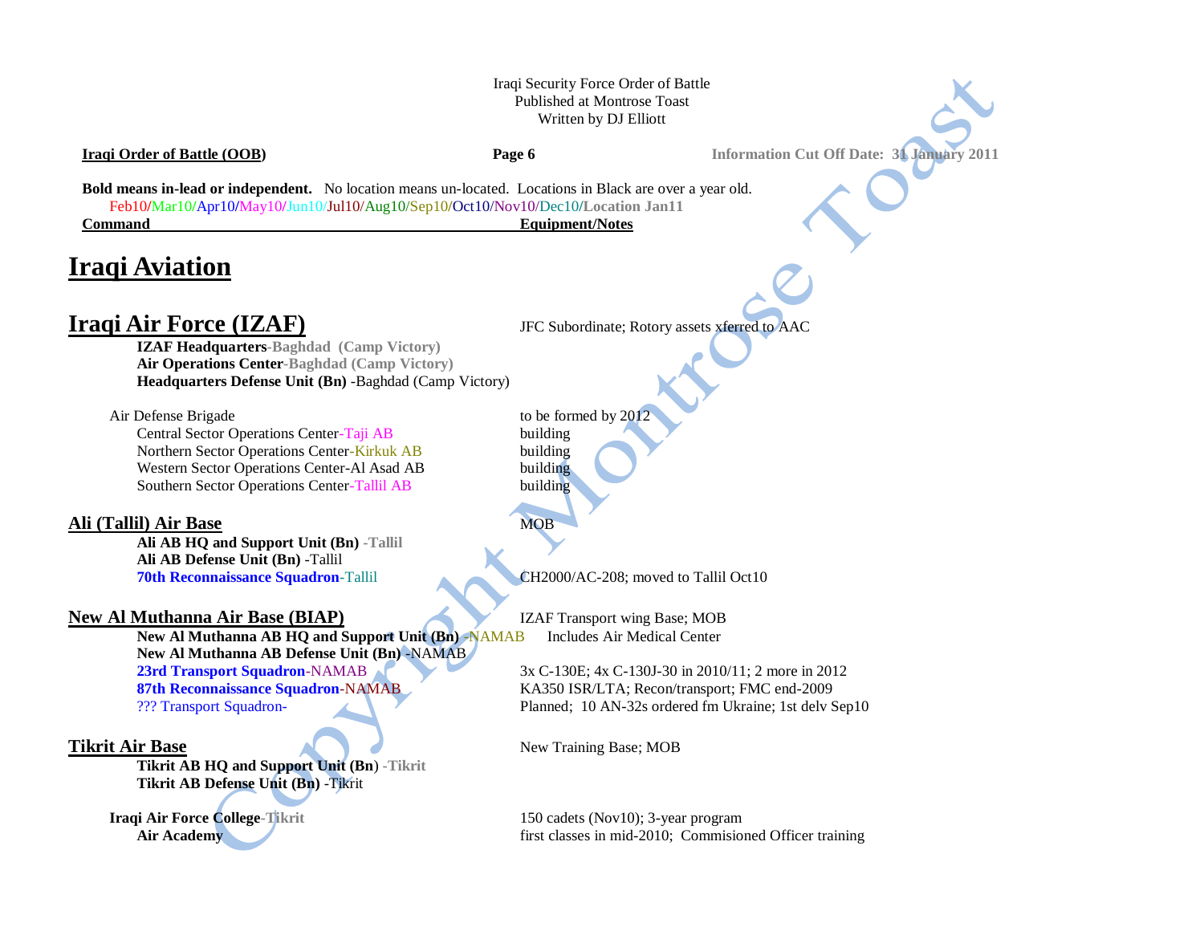Iraqi Security Force Order of Battle
Published at Montrose Toast
Written by DJ Elliott

**Iraqi Order of Battle (OOB)** — **Information Cut Off Date: 31 January 2011**

**Bold means in-lead or independent.** No location means un-located. Locations in Black are over a year old.
Feb10/Mar10/Apr10/May10/Jun10/Jul10/Aug10/Sep10/Oct10/Nov10/Dec10/**Location Jan11**

| Command | Equipment/Notes |
|---|---|

# Iraqi Aviation

## Iraqi Air Force (IZAF)

JFC Subordinate; Rotory assets xferred to AAC

| Command | Equipment/Notes |
|---|---|
| **IZAF Headquarters-Baghdad (Camp Victory)** | |
| **Air Operations Center-Baghdad (Camp Victory)** | |
| **Headquarters Defense Unit (Bn)** -Baghdad (Camp Victory) | |
| Air Defense Brigade | to be formed by 2012 |
| Central Sector Operations Center-Taji AB | building |
| Northern Sector Operations Center-Kirkuk AB | building |
| Western Sector Operations Center-Al Asad AB | building |
| Southern Sector Operations Center-Tallil AB | building |

### Ali (Tallil) Air Base

MOB

| Command | Equipment/Notes |
|---|---|
| **Ali AB HQ and Support Unit (Bn)** -Tallil | |
| **Ali AB Defense Unit (Bn)** -Tallil | |
| **70th Reconnaissance Squadron**-Tallil | CH2000/AC-208; moved to Tallil Oct10 |

### New Al Muthanna Air Base (BIAP)

IZAF Transport wing Base; MOB

| Command | Equipment/Notes |
|---|---|
| **New Al Muthanna AB HQ and Support Unit (Bn)** -NAMAB | Includes Air Medical Center |
| **New Al Muthanna AB Defense Unit (Bn)** -NAMAB | |
| **23rd Transport Squadron**-NAMAB | 3x C-130E; 4x C-130J-30 in 2010/11; 2 more in 2012 |
| **87th Reconnaissance Squadron**-NAMAB | KA350 ISR/LTA; Recon/transport; FMC end-2009 |
| ??? Transport Squadron- | Planned; 10 AN-32s ordered fm Ukraine; 1st delv Sep10 |

### Tikrit Air Base

New Training Base; MOB

| Command | Equipment/Notes |
|---|---|
| **Tikrit AB HQ and Support Unit (Bn)** -Tikrit | |
| **Tikrit AB Defense Unit (Bn)** -Tikrit | |
| **Iraqi Air Force College**-Tikrit | 150 cadets (Nov10); 3-year program |
| **Air Academy** | first classes in mid-2010; Commisioned Officer training |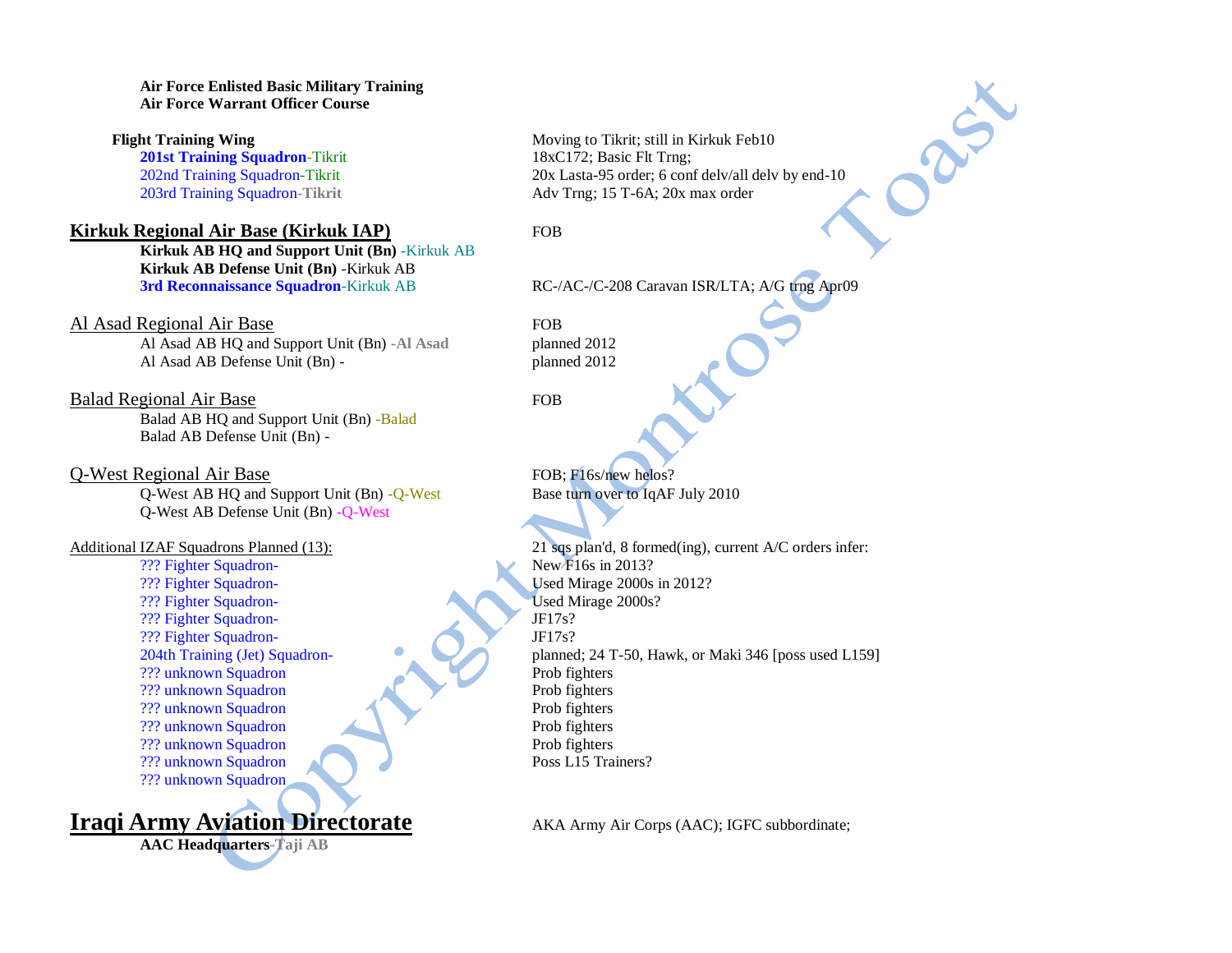**Air Force Enlisted Basic Military Training**
**Air Force Warrant Officer Course**

| Unit | Notes |
|---|---|
| **Flight Training Wing** | Moving to Tikrit; still in Kirkuk Feb10 |
| **201st Training Squadron**-Tikrit | 18xC172; Basic Flt Trng; |
| 202nd Training Squadron-Tikrit | 20x Lasta-95 order; 6 conf delv/all delv by end-10 |
| 203rd Training Squadron-**Tikrit** | Adv Trng; 15 T-6A; 20x max order |

## Kirkuk Regional Air Base (Kirkuk IAP)

FOB

- **Kirkuk AB HQ and Support Unit (Bn)** -Kirkuk AB
- **Kirkuk AB Defense Unit (Bn)** -Kirkuk AB
- **3rd Reconnaissance Squadron**-Kirkuk AB — RC-/AC-/C-208 Caravan ISR/LTA; A/G trng Apr09

## Al Asad Regional Air Base

FOB

- Al Asad AB HQ and Support Unit (Bn) **-Al Asad** — planned 2012
- Al Asad AB Defense Unit (Bn) - — planned 2012

## Balad Regional Air Base

FOB

- Balad AB HQ and Support Unit (Bn) -Balad
- Balad AB Defense Unit (Bn) -

## Q-West Regional Air Base

FOB; F16s/new helos?

- Q-West AB HQ and Support Unit (Bn) -Q-West — Base turn over to IqAF July 2010
- Q-West AB Defense Unit (Bn) -Q-West

## Additional IZAF Squadrons Planned (13):

21 sqs plan'd, 8 formed(ing), current A/C orders infer:

| Squadron | Notes |
|---|---|
| ??? Fighter Squadron- | New F16s in 2013? |
| ??? Fighter Squadron- | Used Mirage 2000s in 2012? |
| ??? Fighter Squadron- | Used Mirage 2000s? |
| ??? Fighter Squadron- | JF17s? |
| ??? Fighter Squadron- | JF17s? |
| 204th Training (Jet) Squadron- | planned; 24 T-50, Hawk, or Maki 346 [poss used L159] |
| ??? unknown Squadron | Prob fighters |
| ??? unknown Squadron | Prob fighters |
| ??? unknown Squadron | Prob fighters |
| ??? unknown Squadron | Prob fighters |
| ??? unknown Squadron | Prob fighters |
| ??? unknown Squadron | Poss L15 Trainers? |
| ??? unknown Squadron | |

# Iraqi Army Aviation Directorate

AKA Army Air Corps (AAC); IGFC subbordinate;

**AAC Headquarters-Taji AB**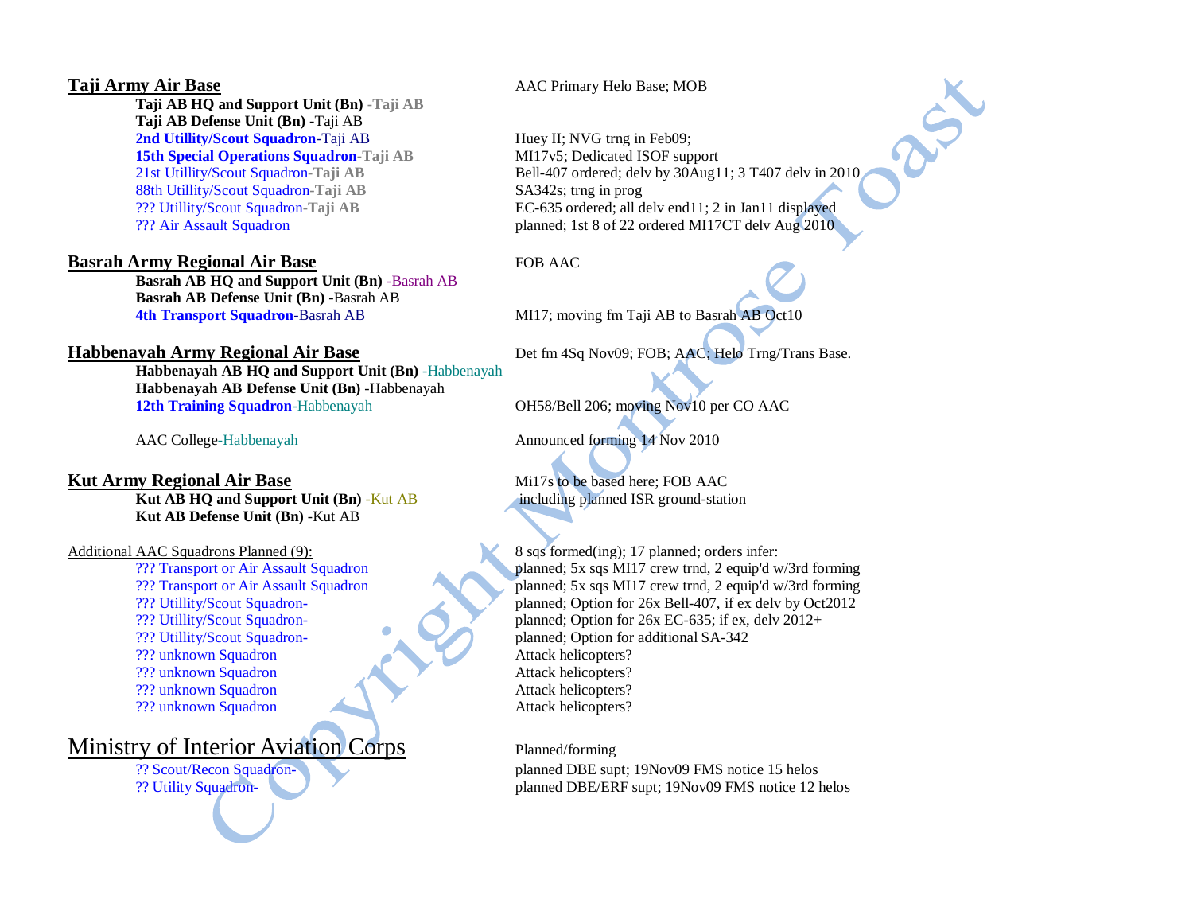**Taji Army Air Base** — AAC Primary Helo Base; MOB

- **Taji AB HQ and Support Unit (Bn)** -Taji AB
- **Taji AB Defense Unit (Bn)** -Taji AB
- **2nd Utillity/Scout Squadron**-Taji AB — Huey II; NVG trng in Feb09;
- **15th Special Operations Squadron**-Taji AB — MI17v5; Dedicated ISOF support
- 21st Utillity/Scout Squadron-Taji AB — Bell-407 ordered; delv by 30Aug11; 3 T407 delv in 2010
- 88th Utillity/Scout Squadron-Taji AB — SA342s; trng in prog
- ??? Utillity/Scout Squadron-Taji AB — EC-635 ordered; all delv end11; 2 in Jan11 displayed
- ??? Air Assault Squadron — planned; 1st 8 of 22 ordered MI17CT delv Aug 2010

**Basrah Army Regional Air Base** — FOB AAC

- **Basrah AB HQ and Support Unit (Bn)** -Basrah AB
- **Basrah AB Defense Unit (Bn)** -Basrah AB
- **4th Transport Squadron**-Basrah AB — MI17; moving fm Taji AB to Basrah AB Oct10

**Habbenayah Army Regional Air Base** — Det fm 4Sq Nov09; FOB; AAC; Helo Trng/Trans Base.

- **Habbenayah AB HQ and Support Unit (Bn)** -Habbenayah
- **Habbenayah AB Defense Unit (Bn)** -Habbenayah
- **12th Training Squadron**-Habbenayah — OH58/Bell 206; moving Nov10 per CO AAC
- AAC College-Habbenayah — Announced forming 14 Nov 2010

**Kut Army Regional Air Base** — Mi17s to be based here; FOB AAC including planned ISR ground-station

- **Kut AB HQ and Support Unit (Bn)** -Kut AB
- **Kut AB Defense Unit (Bn)** -Kut AB

Additional AAC Squadrons Planned (9): — 8 sqs formed(ing); 17 planned; orders infer:

- ??? Transport or Air Assault Squadron — planned; 5x sqs MI17 crew trnd, 2 equip'd w/3rd forming
- ??? Transport or Air Assault Squadron — planned; 5x sqs MI17 crew trnd, 2 equip'd w/3rd forming
- ??? Utillity/Scout Squadron- — planned; Option for 26x Bell-407, if ex delv by Oct2012
- ??? Utillity/Scout Squadron- — planned; Option for 26x EC-635; if ex, delv 2012+
- ??? Utillity/Scout Squadron- — planned; Option for additional SA-342
- ??? unknown Squadron — Attack helicopters?
- ??? unknown Squadron — Attack helicopters?
- ??? unknown Squadron — Attack helicopters?
- ??? unknown Squadron — Attack helicopters?

# Ministry of Interior Aviation Corps

Planned/forming

- ?? Scout/Recon Squadron- — planned DBE supt; 19Nov09 FMS notice 15 helos
- ?? Utility Squadron- — planned DBE/ERF supt; 19Nov09 FMS notice 12 helos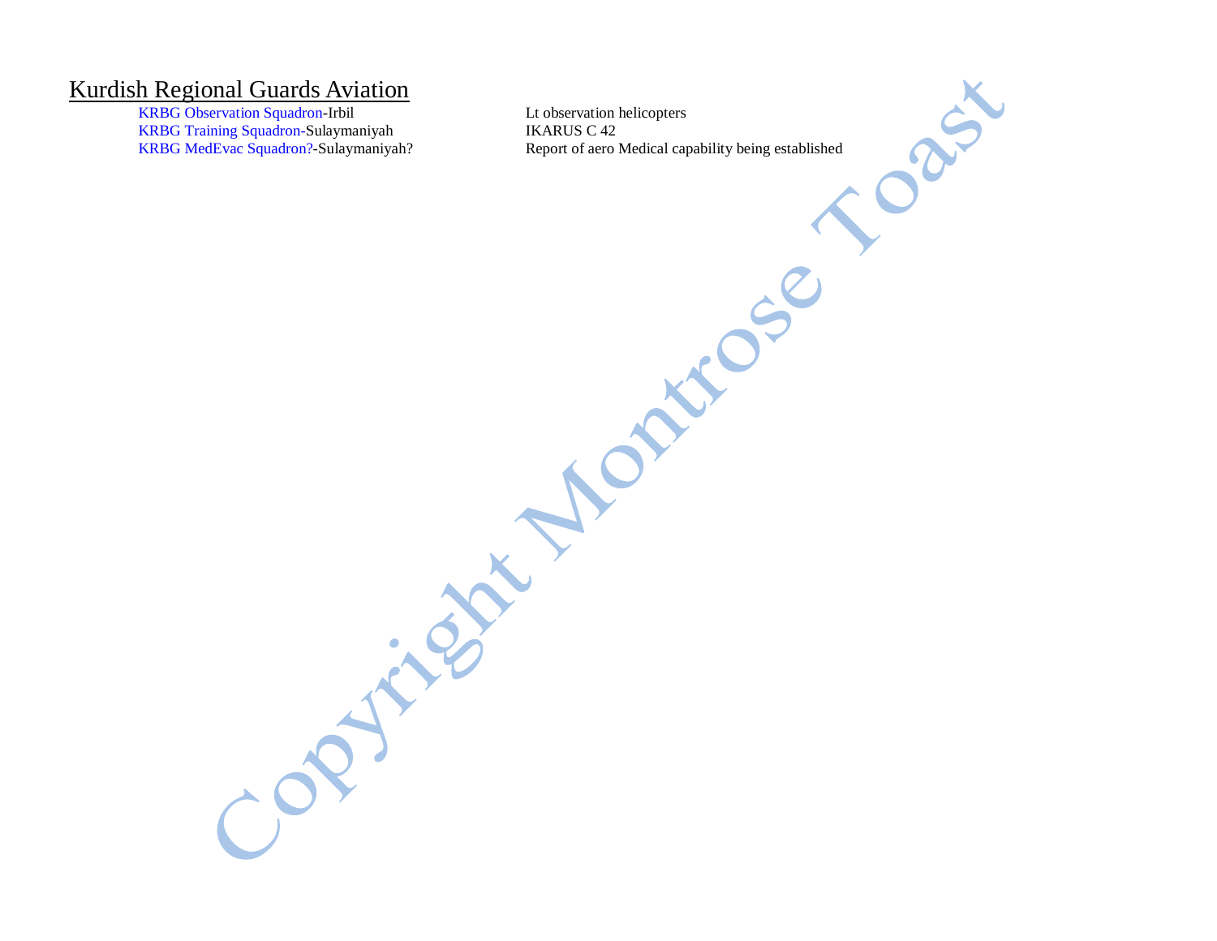# Kurdish Regional Guards Aviation

| | |
|---|---|
| KRBG Observation Squadron-Irbil | Lt observation helicopters |
| KRBG Training Squadron-Sulaymaniyah | IKARUS C 42 |
| KRBG MedEvac Squadron?-Sulaymaniyah? | Report of aero Medical capability being established |